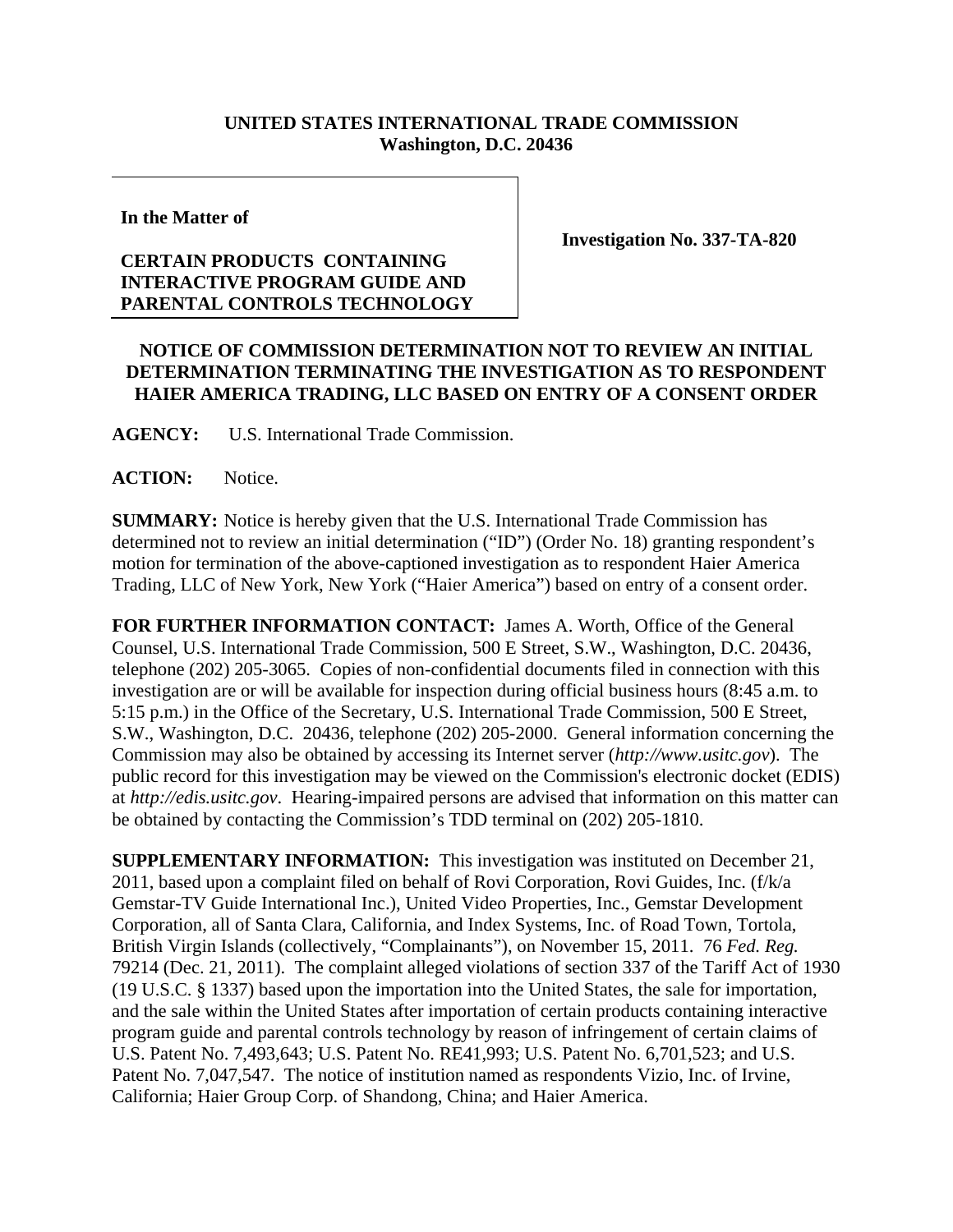**UNITED STATES INTERNATIONAL TRADE COMMISSION**
**Washington, D.C. 20436**

**In the Matter of**

**CERTAIN PRODUCTS CONTAINING INTERACTIVE PROGRAM GUIDE AND PARENTAL CONTROLS TECHNOLOGY**

**Investigation No. 337-TA-820**

## NOTICE OF COMMISSION DETERMINATION NOT TO REVIEW AN INITIAL DETERMINATION TERMINATING THE INVESTIGATION AS TO RESPONDENT HAIER AMERICA TRADING, LLC BASED ON ENTRY OF A CONSENT ORDER

**AGENCY:** U.S. International Trade Commission.

**ACTION:** Notice.

**SUMMARY:** Notice is hereby given that the U.S. International Trade Commission has determined not to review an initial determination ("ID") (Order No. 18) granting respondent's motion for termination of the above-captioned investigation as to respondent Haier America Trading, LLC of New York, New York ("Haier America") based on entry of a consent order.

**FOR FURTHER INFORMATION CONTACT:** James A. Worth, Office of the General Counsel, U.S. International Trade Commission, 500 E Street, S.W., Washington, D.C. 20436, telephone (202) 205-3065. Copies of non-confidential documents filed in connection with this investigation are or will be available for inspection during official business hours (8:45 a.m. to 5:15 p.m.) in the Office of the Secretary, U.S. International Trade Commission, 500 E Street, S.W., Washington, D.C. 20436, telephone (202) 205-2000. General information concerning the Commission may also be obtained by accessing its Internet server (*http://www.usitc.gov*). The public record for this investigation may be viewed on the Commission's electronic docket (EDIS) at *http://edis.usitc.gov*. Hearing-impaired persons are advised that information on this matter can be obtained by contacting the Commission's TDD terminal on (202) 205-1810.

**SUPPLEMENTARY INFORMATION:** This investigation was instituted on December 21, 2011, based upon a complaint filed on behalf of Rovi Corporation, Rovi Guides, Inc. (f/k/a Gemstar-TV Guide International Inc.), United Video Properties, Inc., Gemstar Development Corporation, all of Santa Clara, California, and Index Systems, Inc. of Road Town, Tortola, British Virgin Islands (collectively, "Complainants"), on November 15, 2011. 76 *Fed. Reg.* 79214 (Dec. 21, 2011). The complaint alleged violations of section 337 of the Tariff Act of 1930 (19 U.S.C. § 1337) based upon the importation into the United States, the sale for importation, and the sale within the United States after importation of certain products containing interactive program guide and parental controls technology by reason of infringement of certain claims of U.S. Patent No. 7,493,643; U.S. Patent No. RE41,993; U.S. Patent No. 6,701,523; and U.S. Patent No. 7,047,547. The notice of institution named as respondents Vizio, Inc. of Irvine, California; Haier Group Corp. of Shandong, China; and Haier America.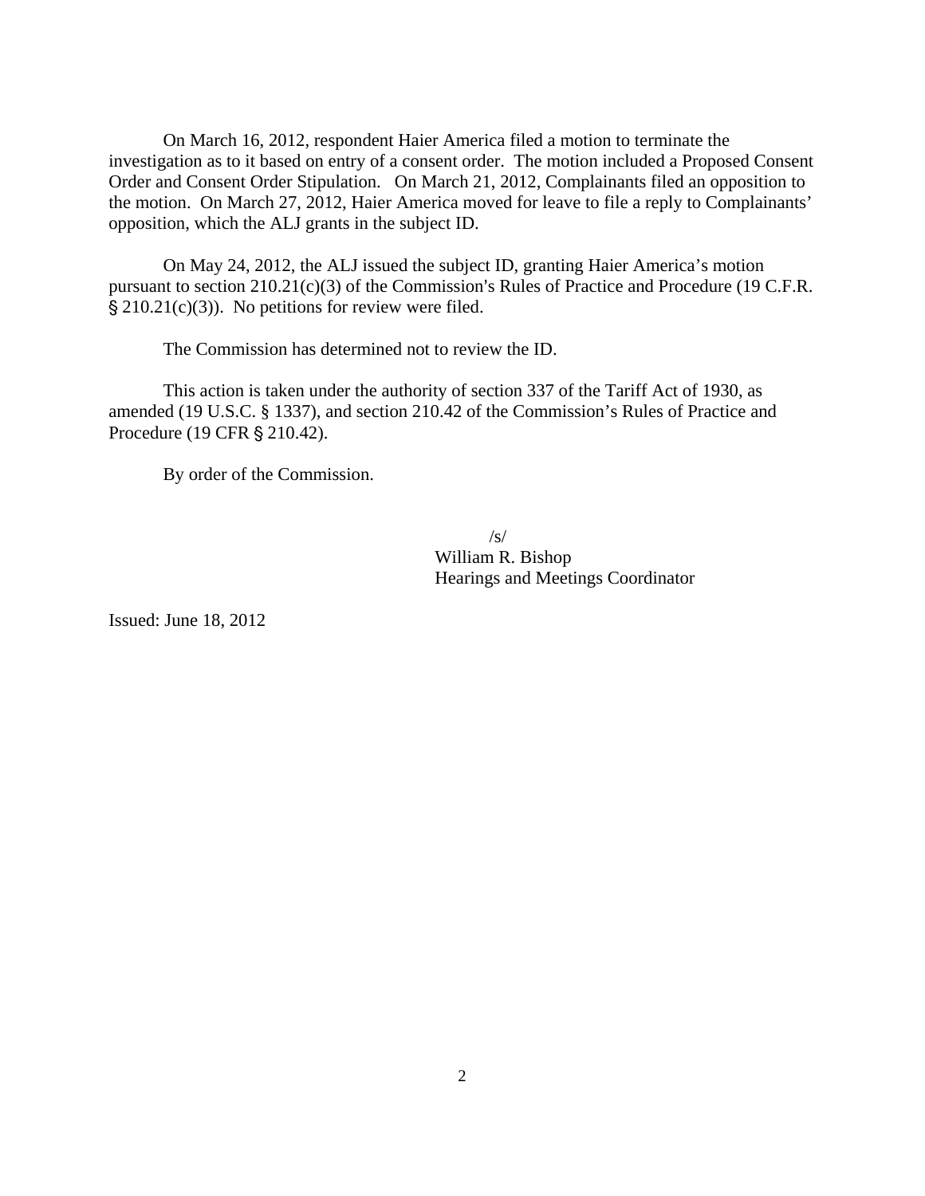On March 16, 2012, respondent Haier America filed a motion to terminate the investigation as to it based on entry of a consent order. The motion included a Proposed Consent Order and Consent Order Stipulation. On March 21, 2012, Complainants filed an opposition to the motion. On March 27, 2012, Haier America moved for leave to file a reply to Complainants' opposition, which the ALJ grants in the subject ID.

On May 24, 2012, the ALJ issued the subject ID, granting Haier America's motion pursuant to section 210.21(c)(3) of the Commission's Rules of Practice and Procedure (19 C.F.R. § 210.21(c)(3)). No petitions for review were filed.

The Commission has determined not to review the ID.

This action is taken under the authority of section 337 of the Tariff Act of 1930, as amended (19 U.S.C. § 1337), and section 210.42 of the Commission's Rules of Practice and Procedure (19 CFR § 210.42).

By order of the Commission.

/s/
William R. Bishop
Hearings and Meetings Coordinator

Issued: June 18, 2012